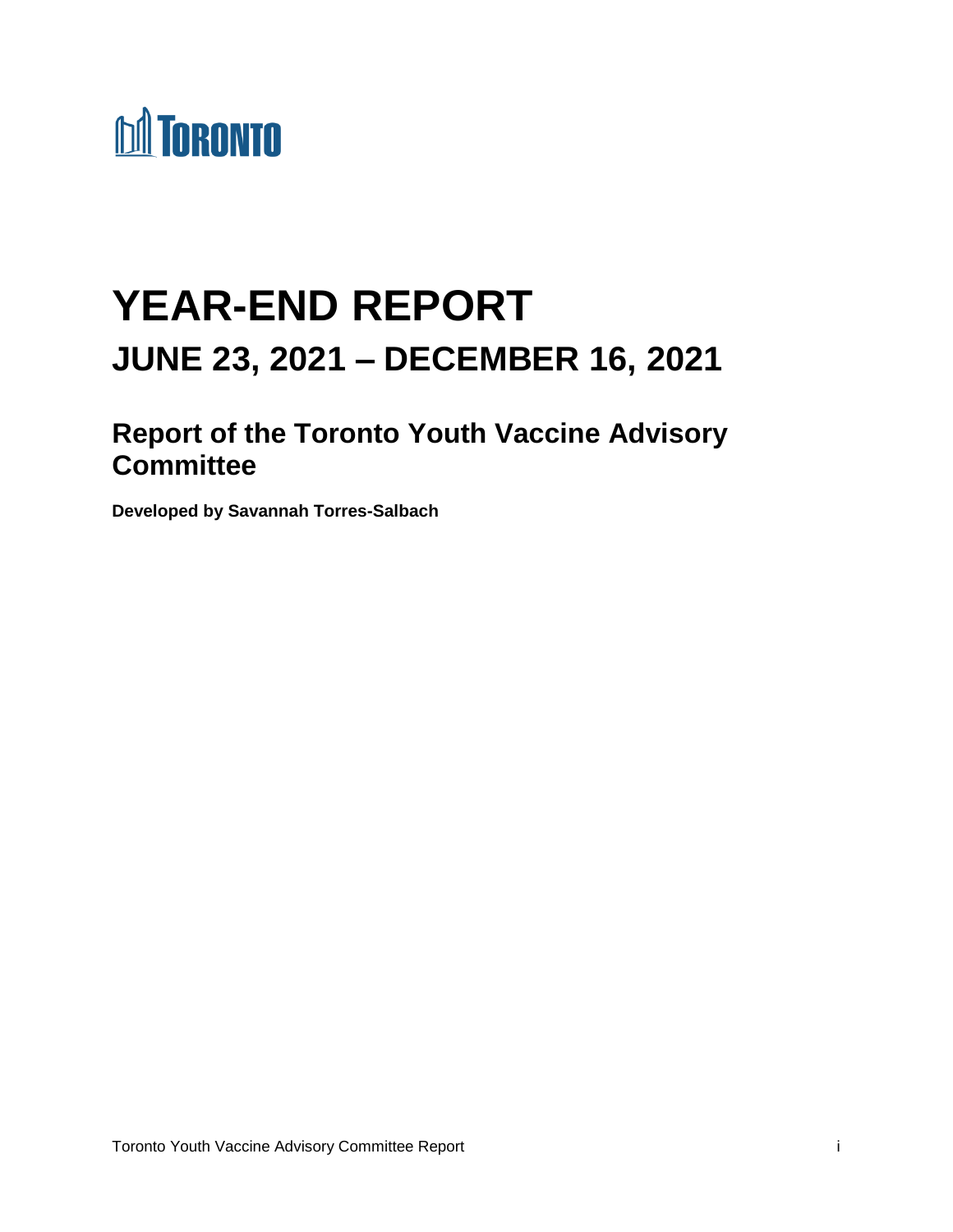TORONTO

# YEAR-END REPORT

## JUNE 23, 2021 – DECEMBER 16, 2021

### Report of the Toronto Youth Vaccine Advisory Committee

**Developed by Savannah Torres-Salbach**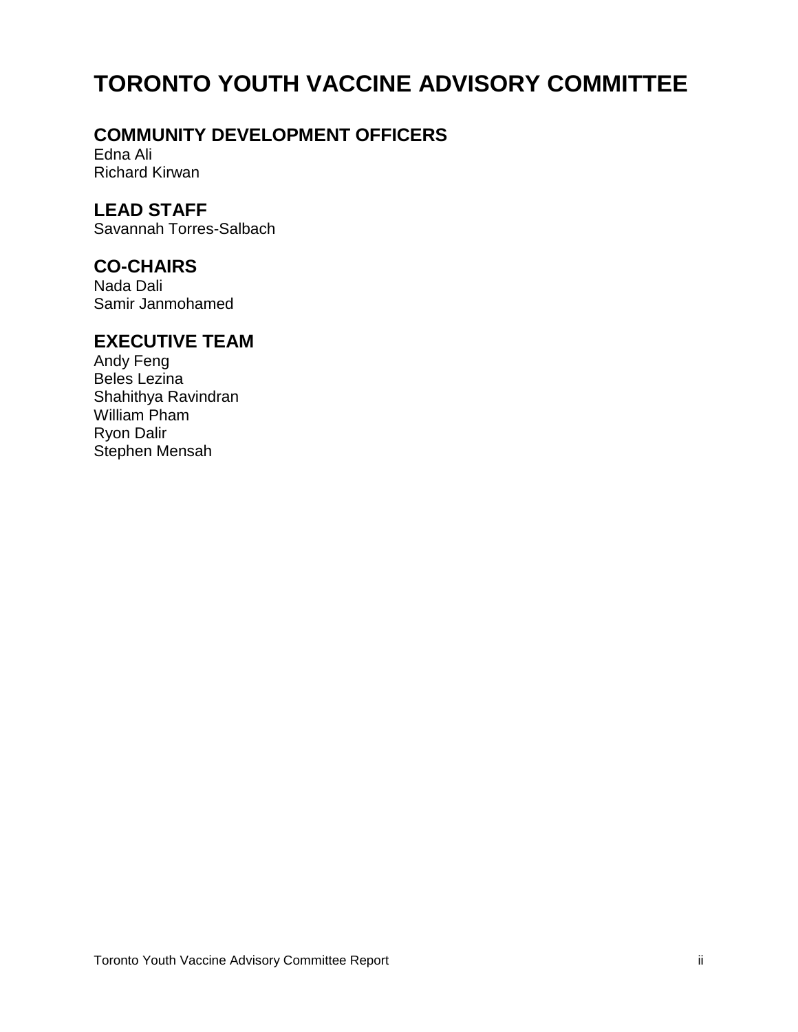# TORONTO YOUTH VACCINE ADVISORY COMMITTEE

## COMMUNITY DEVELOPMENT OFFICERS

Edna Ali
Richard Kirwan

## LEAD STAFF

Savannah Torres-Salbach

## CO-CHAIRS

Nada Dali
Samir Janmohamed

## EXECUTIVE TEAM

Andy Feng
Beles Lezina
Shahithya Ravindran
William Pham
Ryon Dalir
Stephen Mensah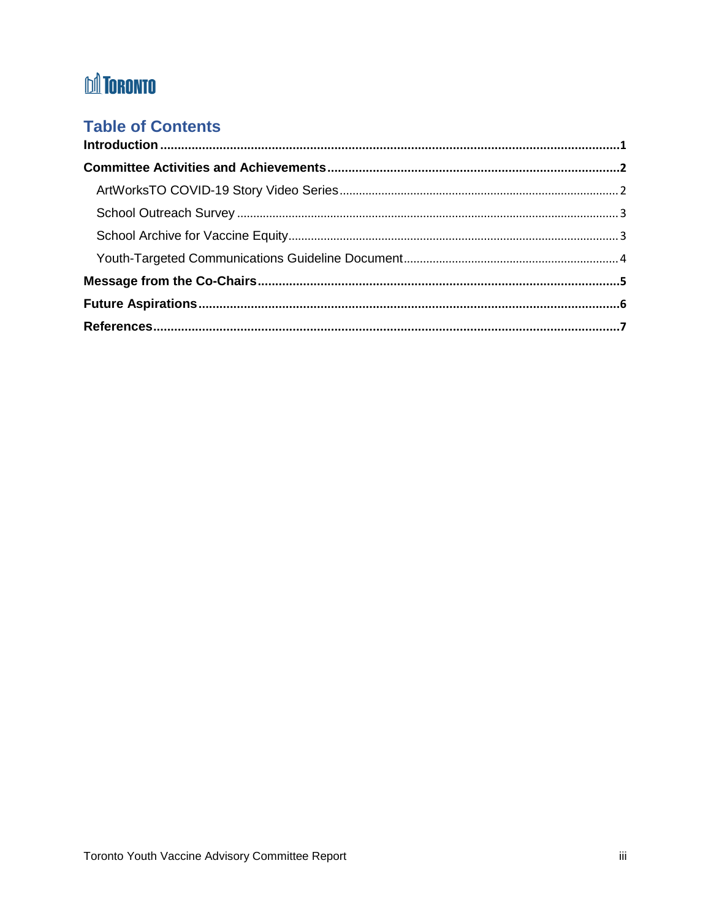TORONTO

## Table of Contents

**Introduction** .......... **1**

**Committee Activities and Achievements** .......... **2**

- ArtWorksTO COVID-19 Story Video Series .......... 2
- School Outreach Survey .......... 3
- School Archive for Vaccine Equity .......... 3
- Youth-Targeted Communications Guideline Document .......... 4

**Message from the Co-Chairs** .......... **5**

**Future Aspirations** .......... **6**

**References** .......... **7**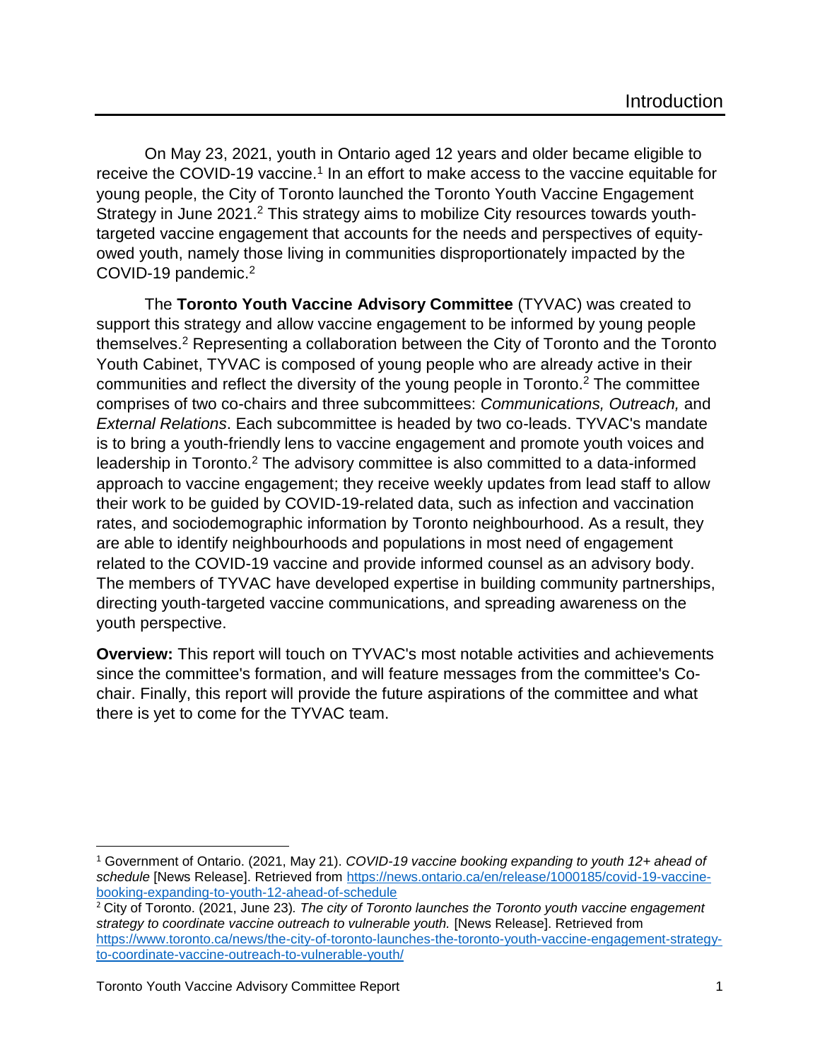# Introduction

On May 23, 2021, youth in Ontario aged 12 years and older became eligible to receive the COVID-19 vaccine.[1] In an effort to make access to the vaccine equitable for young people, the City of Toronto launched the Toronto Youth Vaccine Engagement Strategy in June 2021.[2] This strategy aims to mobilize City resources towards youth-targeted vaccine engagement that accounts for the needs and perspectives of equity-owed youth, namely those living in communities disproportionately impacted by the COVID-19 pandemic.[2]

The **Toronto Youth Vaccine Advisory Committee** (TYVAC) was created to support this strategy and allow vaccine engagement to be informed by young people themselves.[2] Representing a collaboration between the City of Toronto and the Toronto Youth Cabinet, TYVAC is composed of young people who are already active in their communities and reflect the diversity of the young people in Toronto.[2] The committee comprises of two co-chairs and three subcommittees: *Communications, Outreach,* and *External Relations*. Each subcommittee is headed by two co-leads. TYVAC's mandate is to bring a youth-friendly lens to vaccine engagement and promote youth voices and leadership in Toronto.[2] The advisory committee is also committed to a data-informed approach to vaccine engagement; they receive weekly updates from lead staff to allow their work to be guided by COVID-19-related data, such as infection and vaccination rates, and sociodemographic information by Toronto neighbourhood. As a result, they are able to identify neighbourhoods and populations in most need of engagement related to the COVID-19 vaccine and provide informed counsel as an advisory body. The members of TYVAC have developed expertise in building community partnerships, directing youth-targeted vaccine communications, and spreading awareness on the youth perspective.

**Overview:** This report will touch on TYVAC's most notable activities and achievements since the committee's formation, and will feature messages from the committee's Co-chair. Finally, this report will provide the future aspirations of the committee and what there is yet to come for the TYVAC team.

---

[1] Government of Ontario. (2021, May 21). *COVID-19 vaccine booking expanding to youth 12+ ahead of schedule* [News Release]. Retrieved from https://news.ontario.ca/en/release/1000185/covid-19-vaccine-booking-expanding-to-youth-12-ahead-of-schedule

[2] City of Toronto. (2021, June 23). *The city of Toronto launches the Toronto youth vaccine engagement strategy to coordinate vaccine outreach to vulnerable youth.* [News Release]. Retrieved from https://www.toronto.ca/news/the-city-of-toronto-launches-the-toronto-youth-vaccine-engagement-strategy-to-coordinate-vaccine-outreach-to-vulnerable-youth/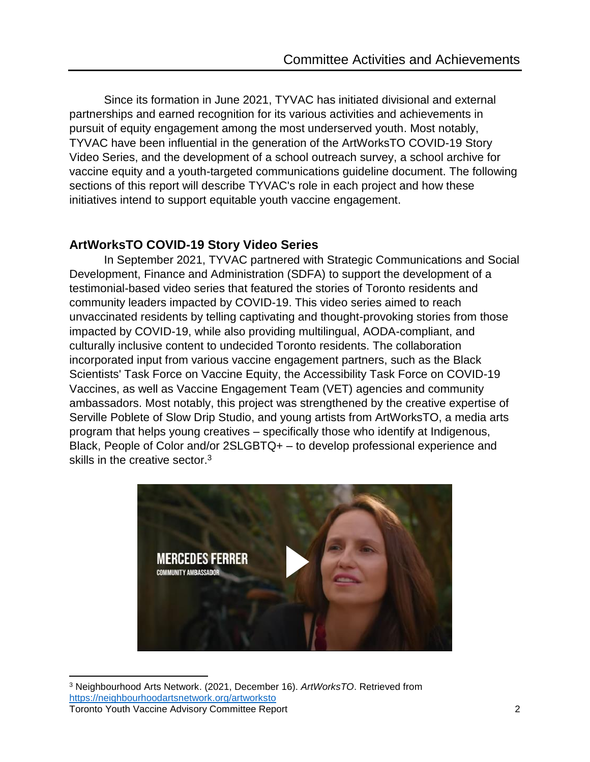## Committee Activities and Achievements

Since its formation in June 2021, TYVAC has initiated divisional and external partnerships and earned recognition for its various activities and achievements in pursuit of equity engagement among the most underserved youth. Most notably, TYVAC have been influential in the generation of the ArtWorksTO COVID-19 Story Video Series, and the development of a school outreach survey, a school archive for vaccine equity and a youth-targeted communications guideline document. The following sections of this report will describe TYVAC's role in each project and how these initiatives intend to support equitable youth vaccine engagement.

### ArtWorksTO COVID-19 Story Video Series

In September 2021, TYVAC partnered with Strategic Communications and Social Development, Finance and Administration (SDFA) to support the development of a testimonial-based video series that featured the stories of Toronto residents and community leaders impacted by COVID-19. This video series aimed to reach unvaccinated residents by telling captivating and thought-provoking stories from those impacted by COVID-19, while also providing multilingual, AODA-compliant, and culturally inclusive content to undecided Toronto residents. The collaboration incorporated input from various vaccine engagement partners, such as the Black Scientists' Task Force on Vaccine Equity, the Accessibility Task Force on COVID-19 Vaccines, as well as Vaccine Engagement Team (VET) agencies and community ambassadors. Most notably, this project was strengthened by the creative expertise of Serville Poblete of Slow Drip Studio, and young artists from ArtWorksTO, a media arts program that helps young creatives – specifically those who identify at Indigenous, Black, People of Color and/or 2SLGBTQ+ – to develop professional experience and skills in the creative sector.[3]

MERCEDES FERRER
COMMUNITY AMBASSADOR

[3] Neighbourhood Arts Network. (2021, December 16). *ArtWorksTO*. Retrieved from https://neighbourhoodartsnetwork.org/artworksto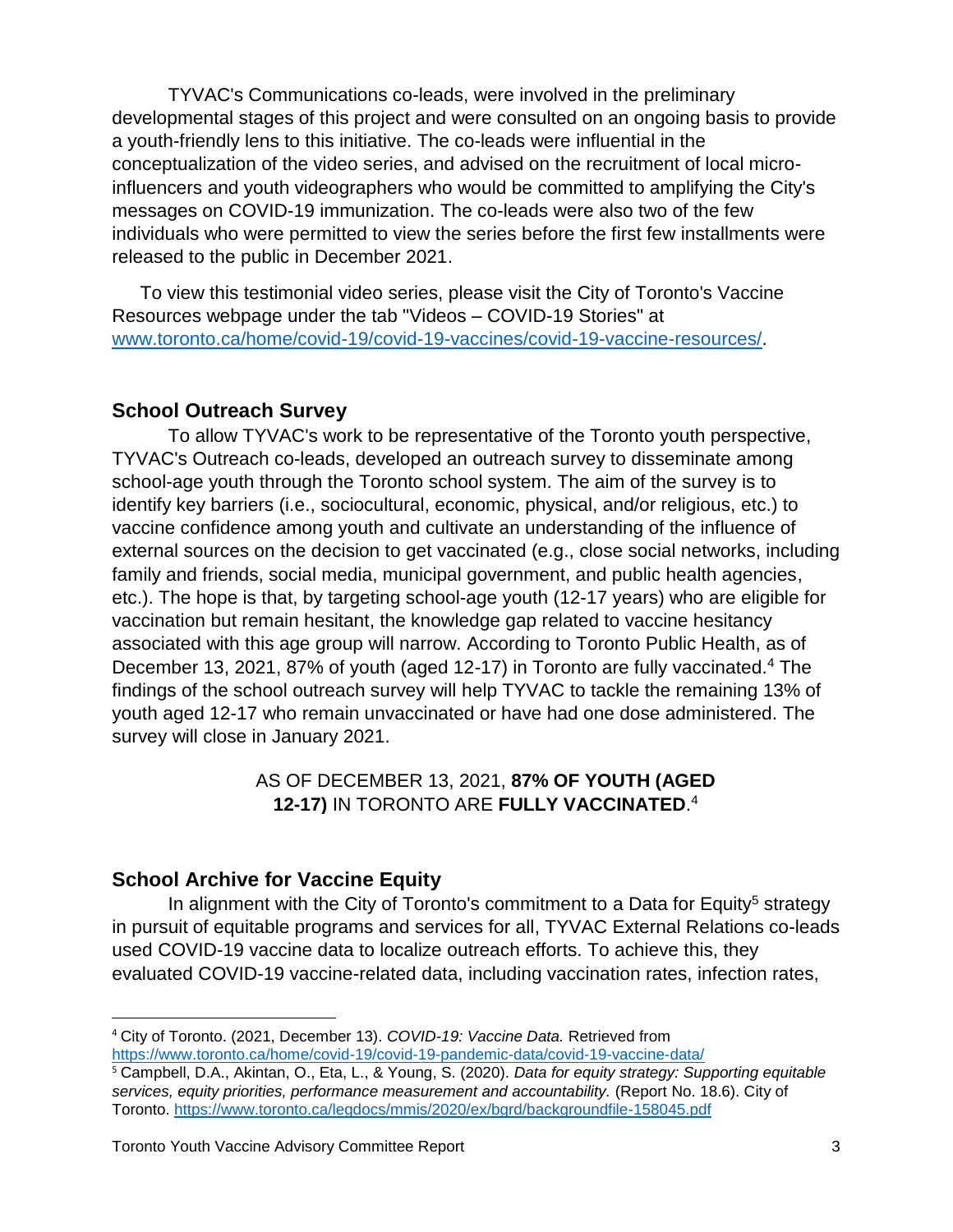TYVAC's Communications co-leads, were involved in the preliminary developmental stages of this project and were consulted on an ongoing basis to provide a youth-friendly lens to this initiative. The co-leads were influential in the conceptualization of the video series, and advised on the recruitment of local micro-influencers and youth videographers who would be committed to amplifying the City's messages on COVID-19 immunization. The co-leads were also two of the few individuals who were permitted to view the series before the first few installments were released to the public in December 2021.

To view this testimonial video series, please visit the City of Toronto's Vaccine Resources webpage under the tab "Videos – COVID-19 Stories" at www.toronto.ca/home/covid-19/covid-19-vaccines/covid-19-vaccine-resources/.

## School Outreach Survey

To allow TYVAC's work to be representative of the Toronto youth perspective, TYVAC's Outreach co-leads, developed an outreach survey to disseminate among school-age youth through the Toronto school system. The aim of the survey is to identify key barriers (i.e., sociocultural, economic, physical, and/or religious, etc.) to vaccine confidence among youth and cultivate an understanding of the influence of external sources on the decision to get vaccinated (e.g., close social networks, including family and friends, social media, municipal government, and public health agencies, etc.). The hope is that, by targeting school-age youth (12-17 years) who are eligible for vaccination but remain hesitant, the knowledge gap related to vaccine hesitancy associated with this age group will narrow. According to Toronto Public Health, as of December 13, 2021, 87% of youth (aged 12-17) in Toronto are fully vaccinated.[4] The findings of the school outreach survey will help TYVAC to tackle the remaining 13% of youth aged 12-17 who remain unvaccinated or have had one dose administered. The survey will close in January 2021.

AS OF DECEMBER 13, 2021, **87% OF YOUTH (AGED 12-17)** IN TORONTO ARE **FULLY VACCINATED**.[4]

## School Archive for Vaccine Equity

In alignment with the City of Toronto's commitment to a Data for Equity[5] strategy in pursuit of equitable programs and services for all, TYVAC External Relations co-leads used COVID-19 vaccine data to localize outreach efforts. To achieve this, they evaluated COVID-19 vaccine-related data, including vaccination rates, infection rates,

---

[4] City of Toronto. (2021, December 13). *COVID-19: Vaccine Data.* Retrieved from https://www.toronto.ca/home/covid-19/covid-19-pandemic-data/covid-19-vaccine-data/

[5] Campbell, D.A., Akintan, O., Eta, L., & Young, S. (2020). *Data for equity strategy: Supporting equitable services, equity priorities, performance measurement and accountability.* (Report No. 18.6). City of Toronto. https://www.toronto.ca/legdocs/mmis/2020/ex/bgrd/backgroundfile-158045.pdf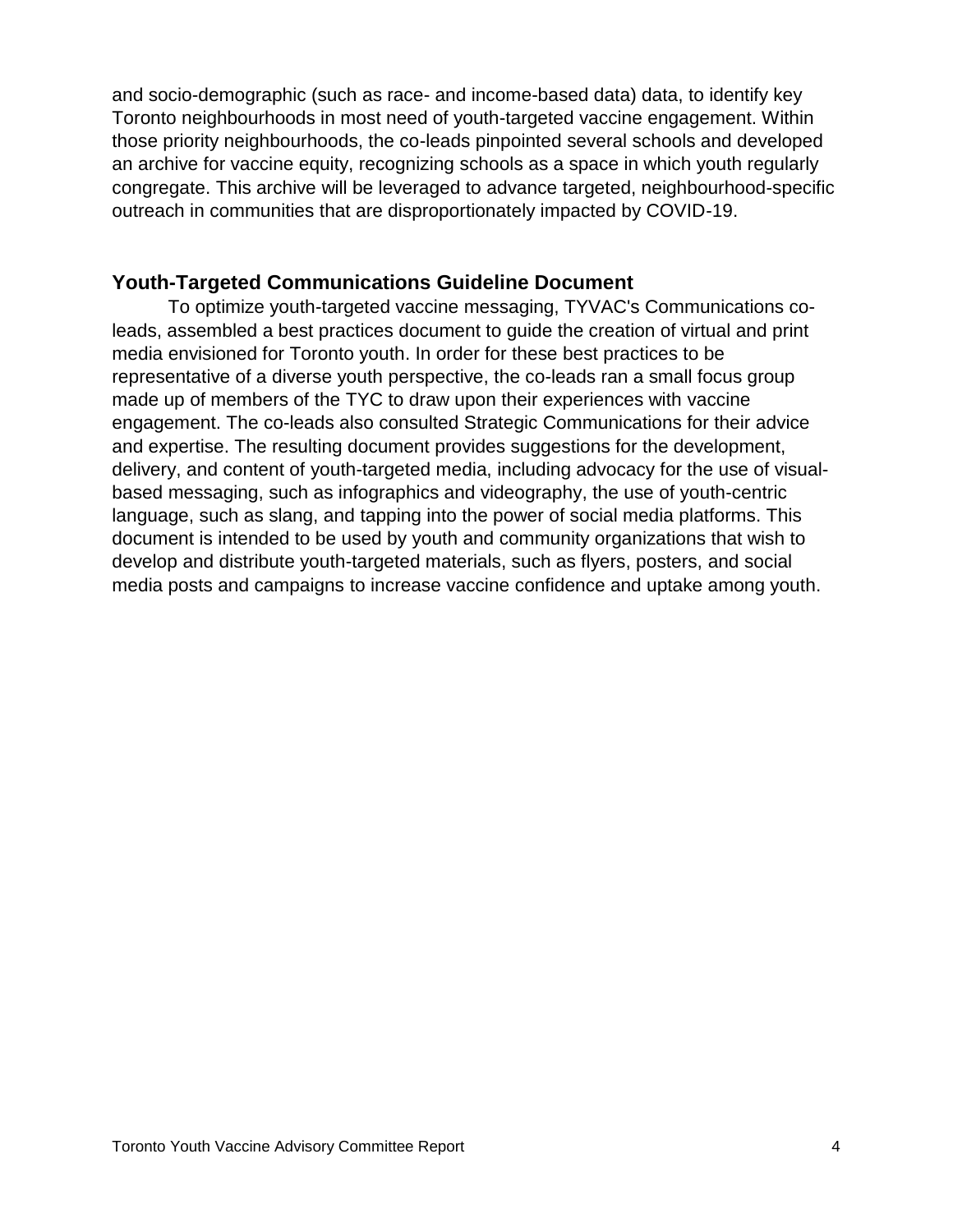and socio-demographic (such as race- and income-based data) data, to identify key Toronto neighbourhoods in most need of youth-targeted vaccine engagement. Within those priority neighbourhoods, the co-leads pinpointed several schools and developed an archive for vaccine equity, recognizing schools as a space in which youth regularly congregate. This archive will be leveraged to advance targeted, neighbourhood-specific outreach in communities that are disproportionately impacted by COVID-19.

## Youth-Targeted Communications Guideline Document

To optimize youth-targeted vaccine messaging, TYVAC's Communications co-leads, assembled a best practices document to guide the creation of virtual and print media envisioned for Toronto youth. In order for these best practices to be representative of a diverse youth perspective, the co-leads ran a small focus group made up of members of the TYC to draw upon their experiences with vaccine engagement. The co-leads also consulted Strategic Communications for their advice and expertise. The resulting document provides suggestions for the development, delivery, and content of youth-targeted media, including advocacy for the use of visual-based messaging, such as infographics and videography, the use of youth-centric language, such as slang, and tapping into the power of social media platforms. This document is intended to be used by youth and community organizations that wish to develop and distribute youth-targeted materials, such as flyers, posters, and social media posts and campaigns to increase vaccine confidence and uptake among youth.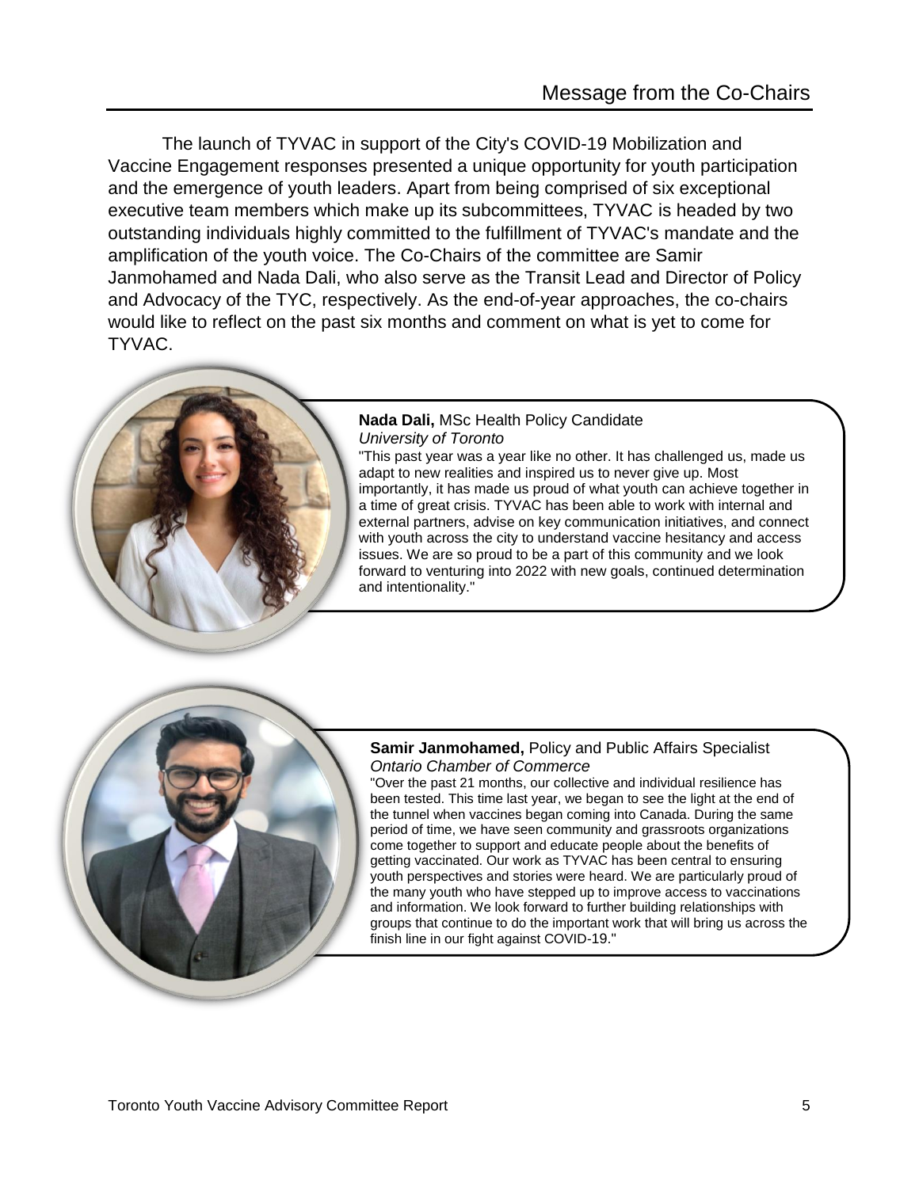# Message from the Co-Chairs

The launch of TYVAC in support of the City's COVID-19 Mobilization and Vaccine Engagement responses presented a unique opportunity for youth participation and the emergence of youth leaders. Apart from being comprised of six exceptional executive team members which make up its subcommittees, TYVAC is headed by two outstanding individuals highly committed to the fulfillment of TYVAC's mandate and the amplification of the youth voice. The Co-Chairs of the committee are Samir Janmohamed and Nada Dali, who also serve as the Transit Lead and Director of Policy and Advocacy of the TYC, respectively. As the end-of-year approaches, the co-chairs would like to reflect on the past six months and comment on what is yet to come for TYVAC.

**Nada Dali,** MSc Health Policy Candidate
*University of Toronto*

"This past year was a year like no other. It has challenged us, made us adapt to new realities and inspired us to never give up. Most importantly, it has made us proud of what youth can achieve together in a time of great crisis. TYVAC has been able to work with internal and external partners, advise on key communication initiatives, and connect with youth across the city to understand vaccine hesitancy and access issues. We are so proud to be a part of this community and we look forward to venturing into 2022 with new goals, continued determination and intentionality."

**Samir Janmohamed,** Policy and Public Affairs Specialist
*Ontario Chamber of Commerce*

"Over the past 21 months, our collective and individual resilience has been tested. This time last year, we began to see the light at the end of the tunnel when vaccines began coming into Canada. During the same period of time, we have seen community and grassroots organizations come together to support and educate people about the benefits of getting vaccinated. Our work as TYVAC has been central to ensuring youth perspectives and stories were heard. We are particularly proud of the many youth who have stepped up to improve access to vaccinations and information. We look forward to further building relationships with groups that continue to do the important work that will bring us across the finish line in our fight against COVID-19."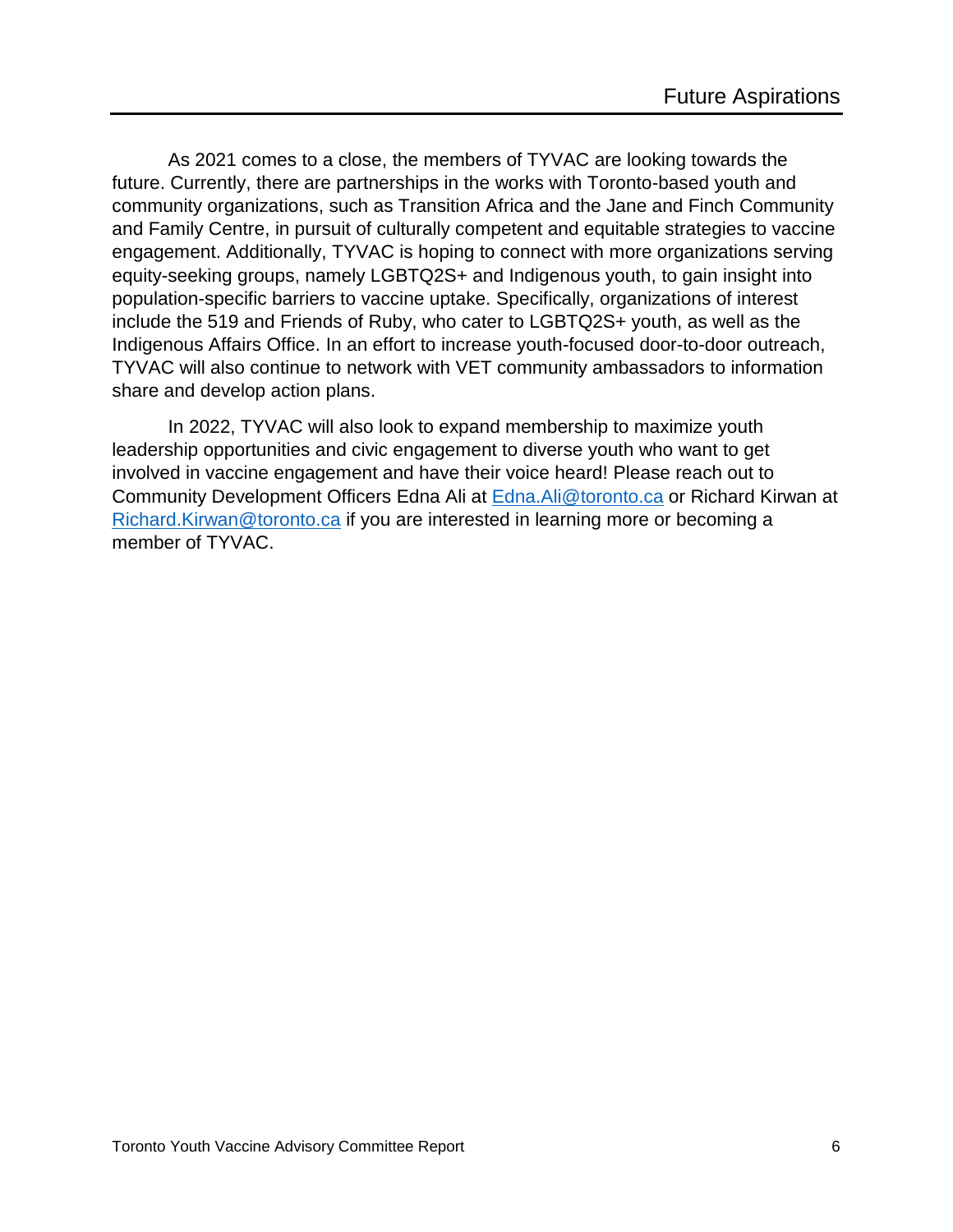# Future Aspirations

As 2021 comes to a close, the members of TYVAC are looking towards the future. Currently, there are partnerships in the works with Toronto-based youth and community organizations, such as Transition Africa and the Jane and Finch Community and Family Centre, in pursuit of culturally competent and equitable strategies to vaccine engagement. Additionally, TYVAC is hoping to connect with more organizations serving equity-seeking groups, namely LGBTQ2S+ and Indigenous youth, to gain insight into population-specific barriers to vaccine uptake. Specifically, organizations of interest include the 519 and Friends of Ruby, who cater to LGBTQ2S+ youth, as well as the Indigenous Affairs Office. In an effort to increase youth-focused door-to-door outreach, TYVAC will also continue to network with VET community ambassadors to information share and develop action plans.

In 2022, TYVAC will also look to expand membership to maximize youth leadership opportunities and civic engagement to diverse youth who want to get involved in vaccine engagement and have their voice heard! Please reach out to Community Development Officers Edna Ali at Edna.Ali@toronto.ca or Richard Kirwan at Richard.Kirwan@toronto.ca if you are interested in learning more or becoming a member of TYVAC.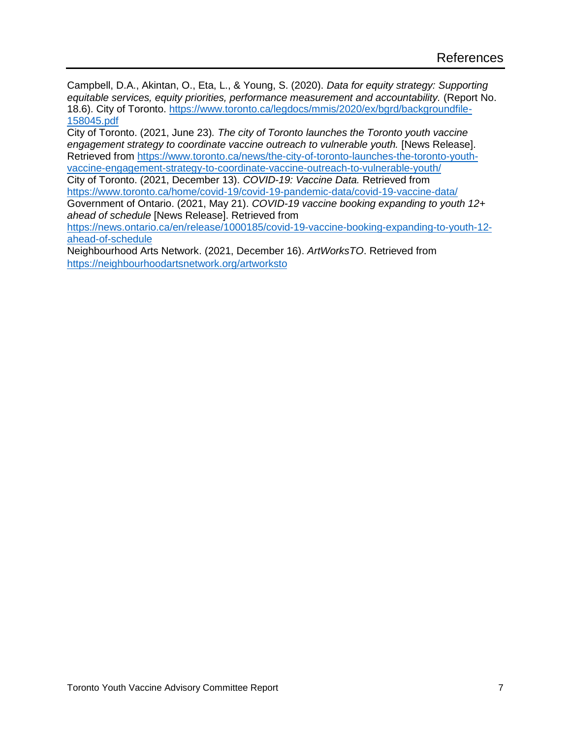# References

Campbell, D.A., Akintan, O., Eta, L., & Young, S. (2020). *Data for equity strategy: Supporting equitable services, equity priorities, performance measurement and accountability.* (Report No. 18.6). City of Toronto. https://www.toronto.ca/legdocs/mmis/2020/ex/bgrd/backgroundfile-158045.pdf

City of Toronto. (2021, June 23). *The city of Toronto launches the Toronto youth vaccine engagement strategy to coordinate vaccine outreach to vulnerable youth.* [News Release]. Retrieved from https://www.toronto.ca/news/the-city-of-toronto-launches-the-toronto-youth-vaccine-engagement-strategy-to-coordinate-vaccine-outreach-to-vulnerable-youth/

City of Toronto. (2021, December 13). *COVID-19: Vaccine Data.* Retrieved from https://www.toronto.ca/home/covid-19/covid-19-pandemic-data/covid-19-vaccine-data/

Government of Ontario. (2021, May 21). *COVID-19 vaccine booking expanding to youth 12+ ahead of schedule* [News Release]. Retrieved from https://news.ontario.ca/en/release/1000185/covid-19-vaccine-booking-expanding-to-youth-12-ahead-of-schedule

Neighbourhood Arts Network. (2021, December 16). *ArtWorksTO*. Retrieved from https://neighbourhoodartsnetwork.org/artworksto